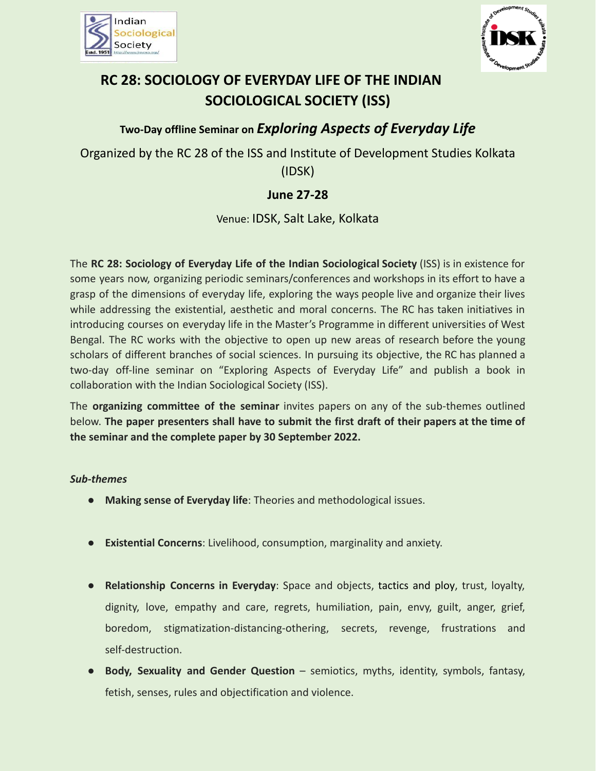# RC 28: SOCIOLOGY OF EVERYDAY LIFE OF THE INDIAN SOCIOLOGICAL SOCIETY (ISS)

### Two-Day offline Seminar on *Exploring Aspects of Everyday Life*

Organized by the RC 28 of the ISS and Institute of Development Studies Kolkata (IDSK)

**June 27-28**

Venue: IDSK, Salt Lake, Kolkata

The **RC 28: Sociology of Everyday Life of the Indian Sociological Society** (ISS) is in existence for some years now, organizing periodic seminars/conferences and workshops in its effort to have a grasp of the dimensions of everyday life, exploring the ways people live and organize their lives while addressing the existential, aesthetic and moral concerns. The RC has taken initiatives in introducing courses on everyday life in the Master's Programme in different universities of West Bengal. The RC works with the objective to open up new areas of research before the young scholars of different branches of social sciences. In pursuing its objective, the RC has planned a two-day off-line seminar on "Exploring Aspects of Everyday Life" and publish a book in collaboration with the Indian Sociological Society (ISS).

The **organizing committee of the seminar** invites papers on any of the sub-themes outlined below. **The paper presenters shall have to submit the first draft of their papers at the time of the seminar and the complete paper by 30 September 2022.**

***Sub-themes***

- **Making sense of Everyday life**: Theories and methodological issues.
- **Existential Concerns**: Livelihood, consumption, marginality and anxiety.
- **Relationship Concerns in Everyday**: Space and objects, tactics and ploy, trust, loyalty, dignity, love, empathy and care, regrets, humiliation, pain, envy, guilt, anger, grief, boredom, stigmatization-distancing-othering, secrets, revenge, frustrations and self-destruction.
- **Body, Sexuality and Gender Question** – semiotics, myths, identity, symbols, fantasy, fetish, senses, rules and objectification and violence.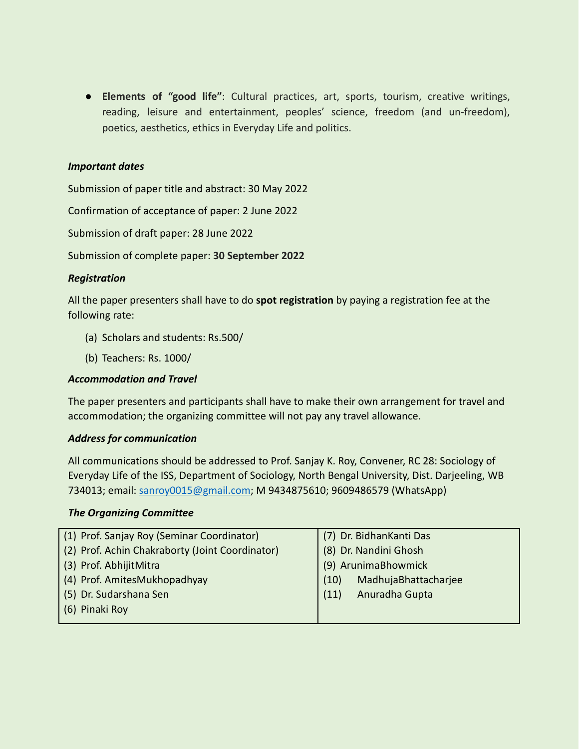- **Elements of "good life"**: Cultural practices, art, sports, tourism, creative writings, reading, leisure and entertainment, peoples' science, freedom (and un-freedom), poetics, aesthetics, ethics in Everyday Life and politics.

***Important dates***

Submission of paper title and abstract: 30 May 2022

Confirmation of acceptance of paper: 2 June 2022

Submission of draft paper: 28 June 2022

Submission of complete paper: **30 September 2022**

***Registration***

All the paper presenters shall have to do **spot registration** by paying a registration fee at the following rate:

(a) Scholars and students: Rs.500/

(b) Teachers: Rs. 1000/

***Accommodation and Travel***

The paper presenters and participants shall have to make their own arrangement for travel and accommodation; the organizing committee will not pay any travel allowance.

***Address for communication***

All communications should be addressed to Prof. Sanjay K. Roy, Convener, RC 28: Sociology of Everyday Life of the ISS, Department of Sociology, North Bengal University, Dist. Darjeeling, WB 734013; email: sanroy0015@gmail.com; M 9434875610; 9609486579 (WhatsApp)

***The Organizing Committee***

| | |
|---|---|
| (1) Prof. Sanjay Roy (Seminar Coordinator) | (7) Dr. BidhanKanti Das |
| (2) Prof. Achin Chakraborty (Joint Coordinator) | (8) Dr. Nandini Ghosh |
| (3) Prof. AbhijitMitra | (9) ArunimaBhowmick |
| (4) Prof. AmitesMukhopadhyay | (10) MadhujaBhattacharjee |
| (5) Dr. Sudarshana Sen | (11) Anuradha Gupta |
| (6) Pinaki Roy | |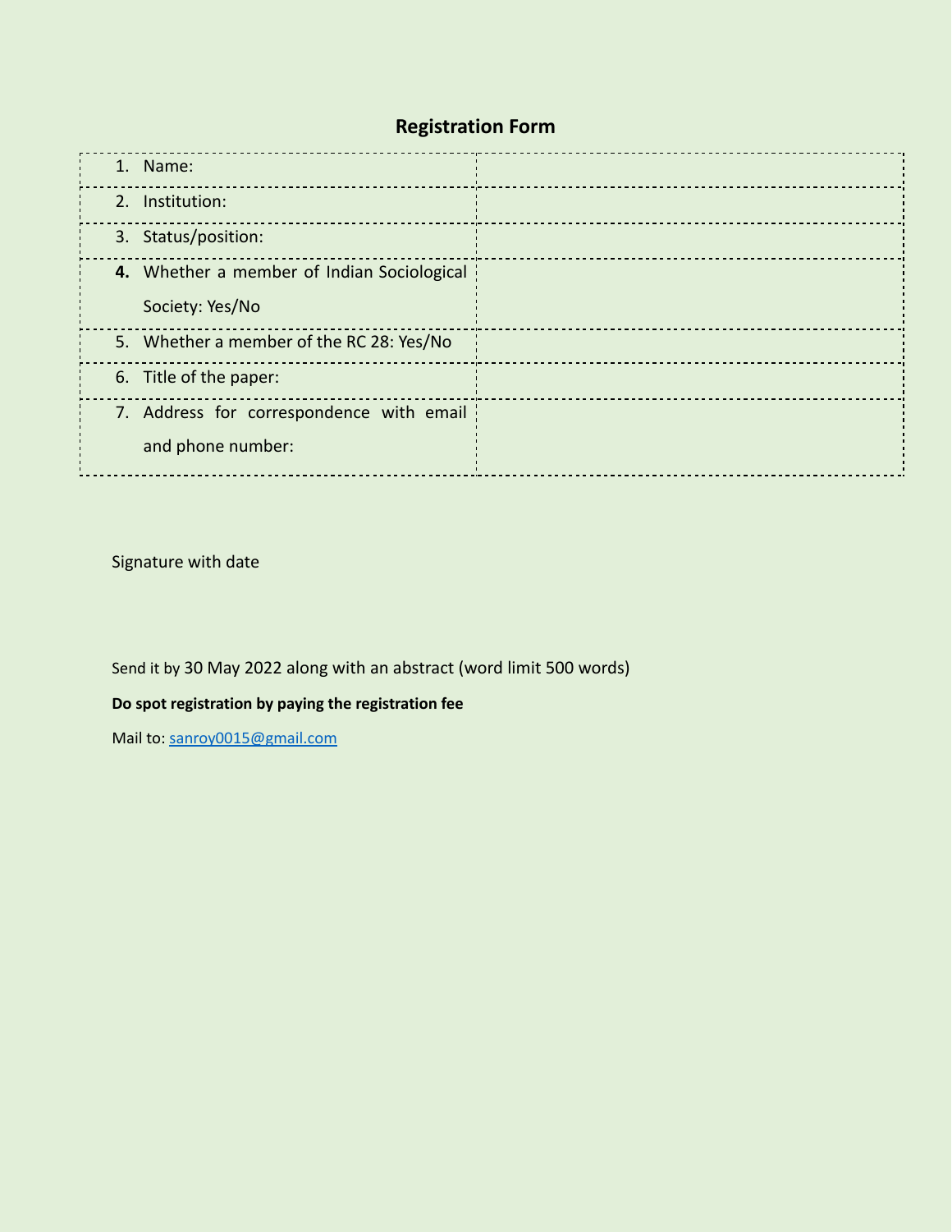## Registration Form

| | |
|---|---|
| 1. Name: | |
| 2. Institution: | |
| 3. Status/position: | |
| **4.** Whether a member of Indian Sociological Society: Yes/No | |
| 5. Whether a member of the RC 28: Yes/No | |
| 6. Title of the paper: | |
| 7. Address for correspondence with email and phone number: | |

Signature with date

Send it by 30 May 2022 along with an abstract (word limit 500 words)

**Do spot registration by paying the registration fee**

Mail to: sanroy0015@gmail.com